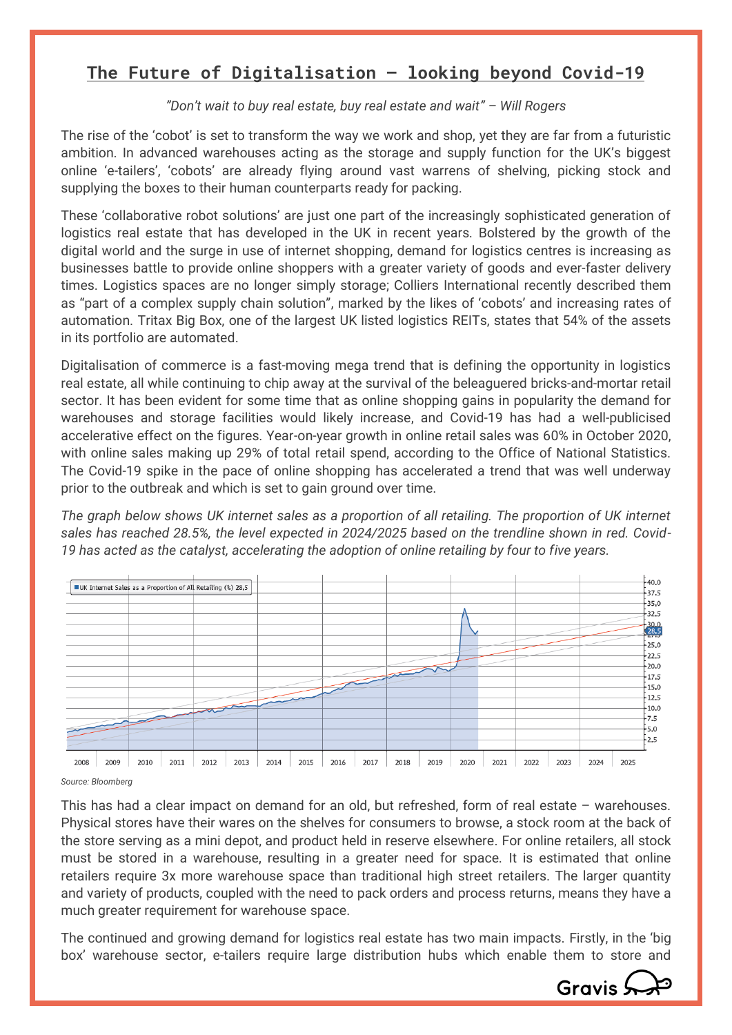# The Future of Digitalisation – looking beyond Covid-19

*"Don't wait to buy real estate, buy real estate and wait" – Will Rogers*

The rise of the 'cobot' is set to transform the way we work and shop, yet they are far from a futuristic ambition. In advanced warehouses acting as the storage and supply function for the UK's biggest online 'e-tailers', 'cobots' are already flying around vast warrens of shelving, picking stock and supplying the boxes to their human counterparts ready for packing.

These 'collaborative robot solutions' are just one part of the increasingly sophisticated generation of logistics real estate that has developed in the UK in recent years. Bolstered by the growth of the digital world and the surge in use of internet shopping, demand for logistics centres is increasing as businesses battle to provide online shoppers with a greater variety of goods and ever-faster delivery times. Logistics spaces are no longer simply storage; Colliers International recently described them as "part of a complex supply chain solution", marked by the likes of 'cobots' and increasing rates of automation. Tritax Big Box, one of the largest UK listed logistics REITs, states that 54% of the assets in its portfolio are automated.

Digitalisation of commerce is a fast-moving mega trend that is defining the opportunity in logistics real estate, all while continuing to chip away at the survival of the beleaguered bricks-and-mortar retail sector. It has been evident for some time that as online shopping gains in popularity the demand for warehouses and storage facilities would likely increase, and Covid-19 has had a well-publicised accelerative effect on the figures. Year-on-year growth in online retail sales was 60% in October 2020, with online sales making up 29% of total retail spend, according to the Office of National Statistics. The Covid-19 spike in the pace of online shopping has accelerated a trend that was well underway prior to the outbreak and which is set to gain ground over time.

*The graph below shows UK internet sales as a proportion of all retailing. The proportion of UK internet sales has reached 28.5%, the level expected in 2024/2025 based on the trendline shown in red. Covid-19 has acted as the catalyst, accelerating the adoption of online retailing by four to five years.*

UK Internet Sales as a Proportion of All Retailing (%) 28.5

40.0
37.5
35.0
32.5
30.0
28.5
25.0
22.5
20.0
17.5
15.0
12.5
10.0
7.5
5.0
2.5

2008 2009 2010 2011 2012 2013 2014 2015 2016 2017 2018 2019 2020 2021 2022 2023 2024 2025

*Source: Bloomberg*

This has had a clear impact on demand for an old, but refreshed, form of real estate – warehouses. Physical stores have their wares on the shelves for consumers to browse, a stock room at the back of the store serving as a mini depot, and product held in reserve elsewhere. For online retailers, all stock must be stored in a warehouse, resulting in a greater need for space. It is estimated that online retailers require 3x more warehouse space than traditional high street retailers. The larger quantity and variety of products, coupled with the need to pack orders and process returns, means they have a much greater requirement for warehouse space.

The continued and growing demand for logistics real estate has two main impacts. Firstly, in the 'big box' warehouse sector, e-tailers require large distribution hubs which enable them to store and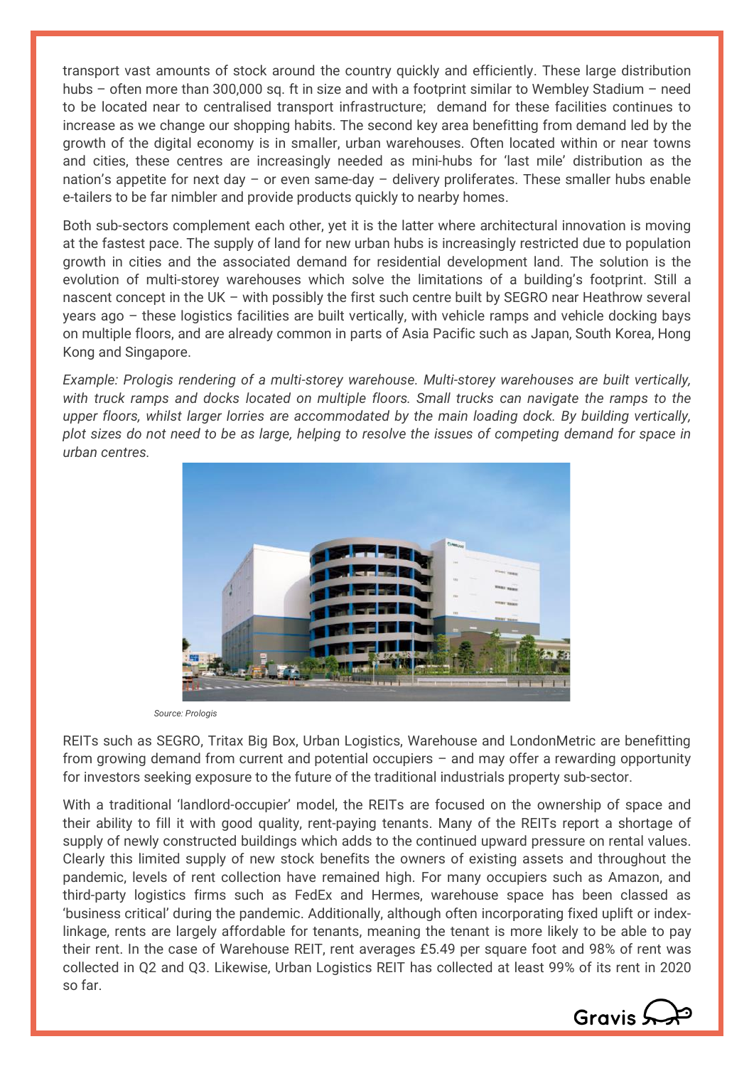transport vast amounts of stock around the country quickly and efficiently. These large distribution hubs – often more than 300,000 sq. ft in size and with a footprint similar to Wembley Stadium – need to be located near to centralised transport infrastructure; demand for these facilities continues to increase as we change our shopping habits. The second key area benefitting from demand led by the growth of the digital economy is in smaller, urban warehouses. Often located within or near towns and cities, these centres are increasingly needed as mini-hubs for 'last mile' distribution as the nation's appetite for next day – or even same-day – delivery proliferates. These smaller hubs enable e-tailers to be far nimbler and provide products quickly to nearby homes.

Both sub-sectors complement each other, yet it is the latter where architectural innovation is moving at the fastest pace. The supply of land for new urban hubs is increasingly restricted due to population growth in cities and the associated demand for residential development land. The solution is the evolution of multi-storey warehouses which solve the limitations of a building's footprint. Still a nascent concept in the UK – with possibly the first such centre built by SEGRO near Heathrow several years ago – these logistics facilities are built vertically, with vehicle ramps and vehicle docking bays on multiple floors, and are already common in parts of Asia Pacific such as Japan, South Korea, Hong Kong and Singapore.

*Example: Prologis rendering of a multi-storey warehouse. Multi-storey warehouses are built vertically, with truck ramps and docks located on multiple floors. Small trucks can navigate the ramps to the upper floors, whilst larger lorries are accommodated by the main loading dock. By building vertically, plot sizes do not need to be as large, helping to resolve the issues of competing demand for space in urban centres.*

*Source: Prologis*

REITs such as SEGRO, Tritax Big Box, Urban Logistics, Warehouse and LondonMetric are benefitting from growing demand from current and potential occupiers – and may offer a rewarding opportunity for investors seeking exposure to the future of the traditional industrials property sub-sector.

With a traditional 'landlord-occupier' model, the REITs are focused on the ownership of space and their ability to fill it with good quality, rent-paying tenants. Many of the REITs report a shortage of supply of newly constructed buildings which adds to the continued upward pressure on rental values. Clearly this limited supply of new stock benefits the owners of existing assets and throughout the pandemic, levels of rent collection have remained high. For many occupiers such as Amazon, and third-party logistics firms such as FedEx and Hermes, warehouse space has been classed as 'business critical' during the pandemic. Additionally, although often incorporating fixed uplift or index-linkage, rents are largely affordable for tenants, meaning the tenant is more likely to be able to pay their rent. In the case of Warehouse REIT, rent averages £5.49 per square foot and 98% of rent was collected in Q2 and Q3. Likewise, Urban Logistics REIT has collected at least 99% of its rent in 2020 so far.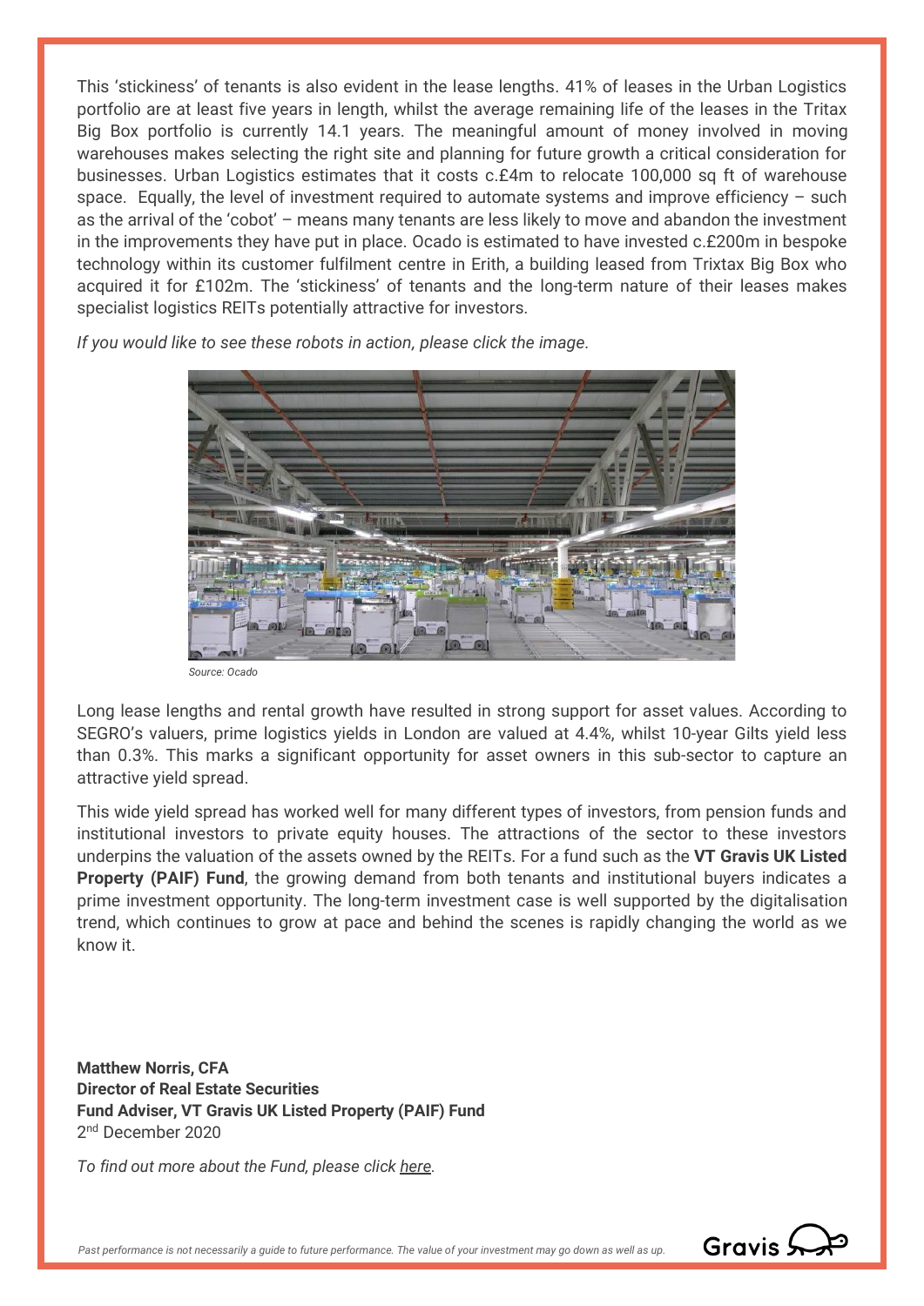This 'stickiness' of tenants is also evident in the lease lengths. 41% of leases in the Urban Logistics portfolio are at least five years in length, whilst the average remaining life of the leases in the Tritax Big Box portfolio is currently 14.1 years. The meaningful amount of money involved in moving warehouses makes selecting the right site and planning for future growth a critical consideration for businesses. Urban Logistics estimates that it costs c.£4m to relocate 100,000 sq ft of warehouse space. Equally, the level of investment required to automate systems and improve efficiency – such as the arrival of the 'cobot' – means many tenants are less likely to move and abandon the investment in the improvements they have put in place. Ocado is estimated to have invested c.£200m in bespoke technology within its customer fulfilment centre in Erith, a building leased from Trixtax Big Box who acquired it for £102m. The 'stickiness' of tenants and the long-term nature of their leases makes specialist logistics REITs potentially attractive for investors.

*If you would like to see these robots in action, please click the image.*

*Source: Ocado*

Long lease lengths and rental growth have resulted in strong support for asset values. According to SEGRO's valuers, prime logistics yields in London are valued at 4.4%, whilst 10-year Gilts yield less than 0.3%. This marks a significant opportunity for asset owners in this sub-sector to capture an attractive yield spread.

This wide yield spread has worked well for many different types of investors, from pension funds and institutional investors to private equity houses. The attractions of the sector to these investors underpins the valuation of the assets owned by the REITs. For a fund such as the **VT Gravis UK Listed Property (PAIF) Fund**, the growing demand from both tenants and institutional buyers indicates a prime investment opportunity. The long-term investment case is well supported by the digitalisation trend, which continues to grow at pace and behind the scenes is rapidly changing the world as we know it.

**Matthew Norris, CFA**
**Director of Real Estate Securities**
**Fund Adviser, VT Gravis UK Listed Property (PAIF) Fund**
2nd December 2020

*To find out more about the Fund, please click here.*

*Past performance is not necessarily a guide to future performance. The value of your investment may go down as well as up.*